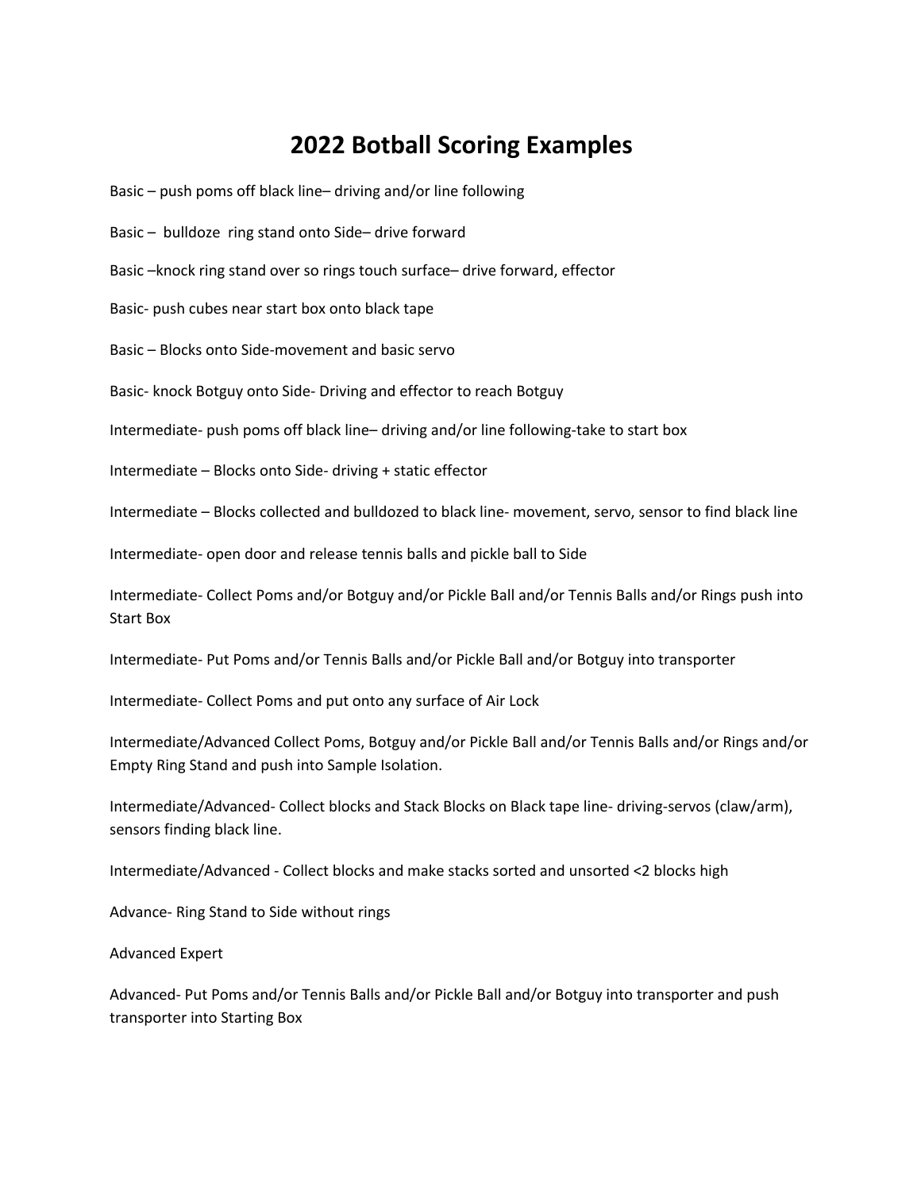# 2022 Botball Scoring Examples

Basic – push poms off black line– driving and/or line following

Basic – bulldoze ring stand onto Side– drive forward

Basic –knock ring stand over so rings touch surface– drive forward, effector

Basic- push cubes near start box onto black tape

Basic – Blocks onto Side-movement and basic servo

Basic- knock Botguy onto Side- Driving and effector to reach Botguy

Intermediate- push poms off black line– driving and/or line following-take to start box

Intermediate – Blocks onto Side- driving + static effector

Intermediate – Blocks collected and bulldozed to black line- movement, servo, sensor to find black line

Intermediate- open door and release tennis balls and pickle ball to Side

Intermediate- Collect Poms and/or Botguy and/or Pickle Ball and/or Tennis Balls and/or Rings push into Start Box

Intermediate- Put Poms and/or Tennis Balls and/or Pickle Ball and/or Botguy into transporter

Intermediate- Collect Poms and put onto any surface of Air Lock

Intermediate/Advanced Collect Poms, Botguy and/or Pickle Ball and/or Tennis Balls and/or Rings and/or Empty Ring Stand and push into Sample Isolation.

Intermediate/Advanced- Collect blocks and Stack Blocks on Black tape line- driving-servos (claw/arm), sensors finding black line.

Intermediate/Advanced - Collect blocks and make stacks sorted and unsorted <2 blocks high

Advance- Ring Stand to Side without rings

Advanced Expert

Advanced- Put Poms and/or Tennis Balls and/or Pickle Ball and/or Botguy into transporter and push transporter into Starting Box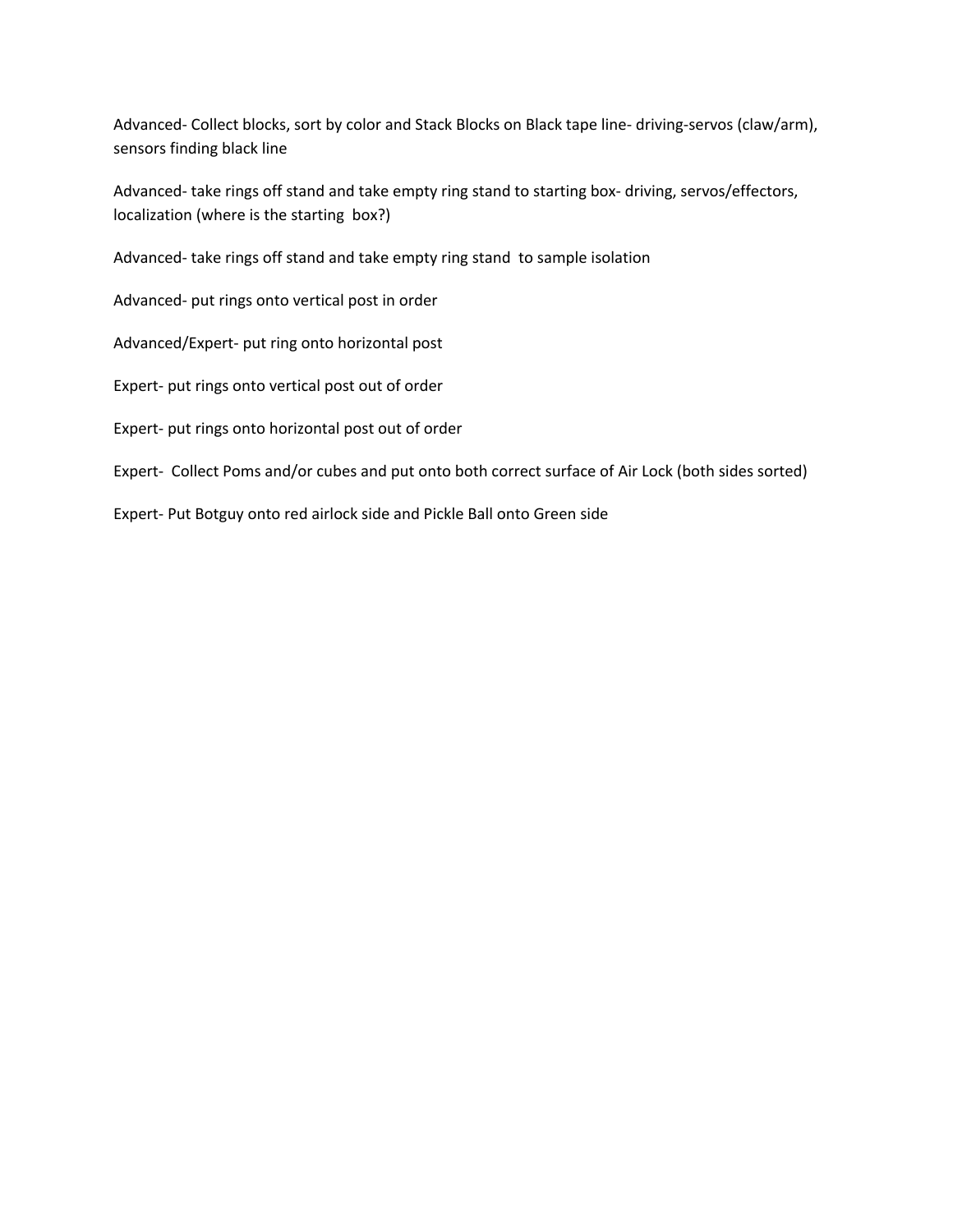Advanced- Collect blocks, sort by color and Stack Blocks on Black tape line- driving-servos (claw/arm), sensors finding black line

Advanced- take rings off stand and take empty ring stand to starting box- driving, servos/effectors, localization (where is the starting  box?)

Advanced- take rings off stand and take empty ring stand  to sample isolation

Advanced- put rings onto vertical post in order

Advanced/Expert- put ring onto horizontal post

Expert- put rings onto vertical post out of order

Expert- put rings onto horizontal post out of order

Expert-  Collect Poms and/or cubes and put onto both correct surface of Air Lock (both sides sorted)

Expert- Put Botguy onto red airlock side and Pickle Ball onto Green side